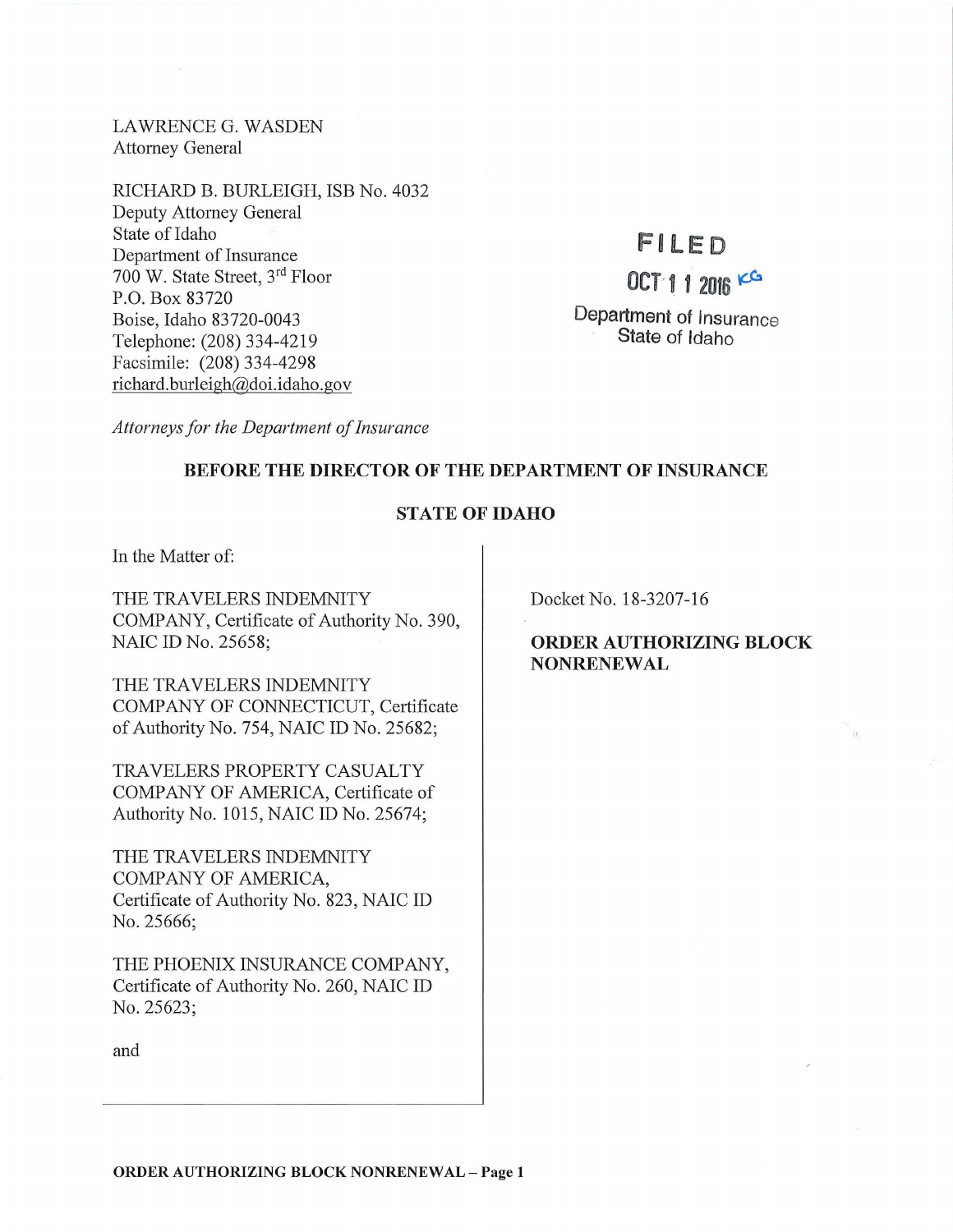LAWRENCE G. WASDEN
Attorney General

RICHARD B. BURLEIGH, ISB No. 4032
Deputy Attorney General
State of Idaho
Department of Insurance
700 W. State Street, 3rd Floor
P.O. Box 83720
Boise, Idaho 83720-0043
Telephone: (208) 334-4219
Facsimile: (208) 334-4298
richard.burleigh@doi.idaho.gov

FILED
OCT 11 2016 KG
Department of Insurance
State of Idaho

*Attorneys for the Department of Insurance*

**BEFORE THE DIRECTOR OF THE DEPARTMENT OF INSURANCE**

**STATE OF IDAHO**

In the Matter of:

THE TRAVELERS INDEMNITY COMPANY, Certificate of Authority No. 390, NAIC ID No. 25658;

THE TRAVELERS INDEMNITY COMPANY OF CONNECTICUT, Certificate of Authority No. 754, NAIC ID No. 25682;

TRAVELERS PROPERTY CASUALTY COMPANY OF AMERICA, Certificate of Authority No. 1015, NAIC ID No. 25674;

THE TRAVELERS INDEMNITY COMPANY OF AMERICA, Certificate of Authority No. 823, NAIC ID No. 25666;

THE PHOENIX INSURANCE COMPANY, Certificate of Authority No. 260, NAIC ID No. 25623;

and

Docket No. 18-3207-16

**ORDER AUTHORIZING BLOCK NONRENEWAL**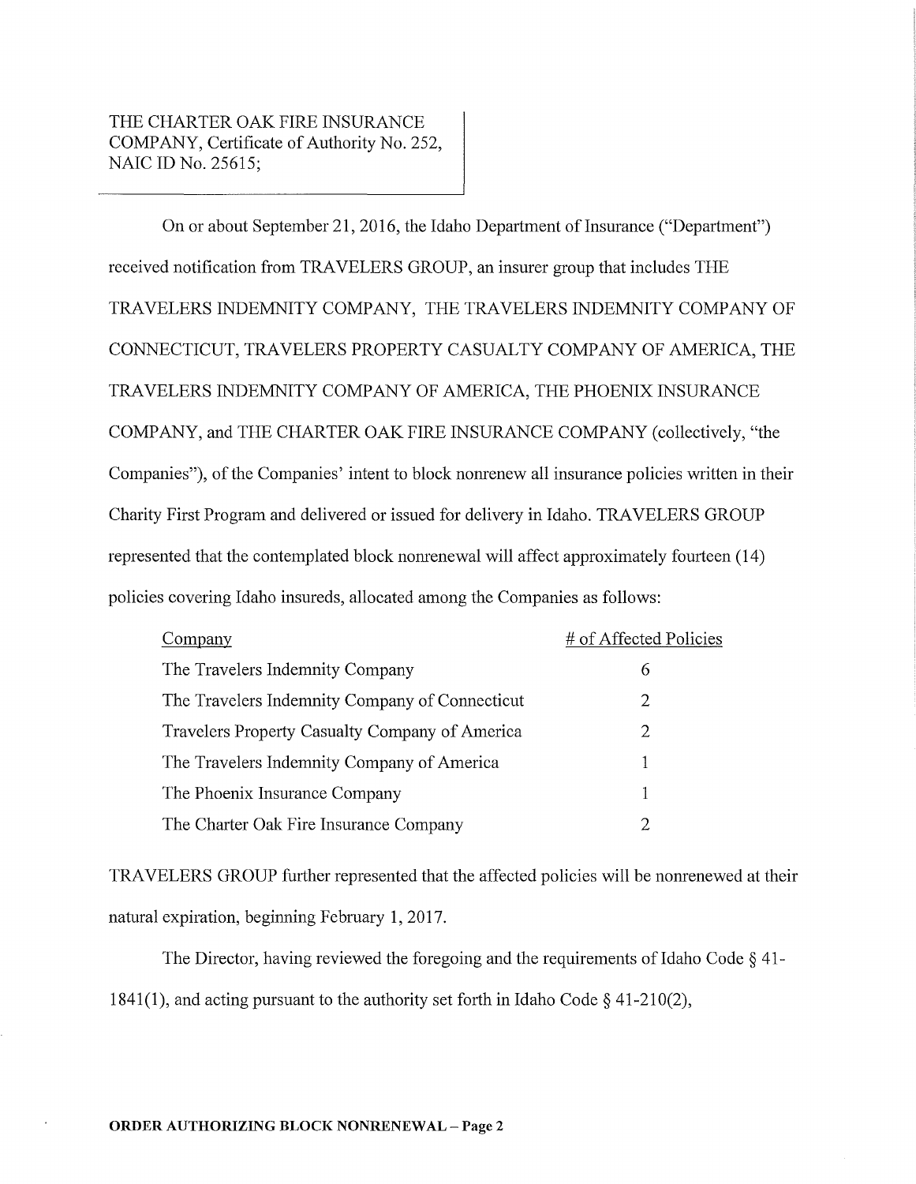THE CHARTER OAK FIRE INSURANCE COMPANY, Certificate of Authority No. 252, NAIC ID No. 25615;

On or about September 21, 2016, the Idaho Department of Insurance ("Department") received notification from TRAVELERS GROUP, an insurer group that includes THE TRAVELERS INDEMNITY COMPANY, THE TRAVELERS INDEMNITY COMPANY OF CONNECTICUT, TRAVELERS PROPERTY CASUALTY COMPANY OF AMERICA, THE TRAVELERS INDEMNITY COMPANY OF AMERICA, THE PHOENIX INSURANCE COMPANY, and THE CHARTER OAK FIRE INSURANCE COMPANY (collectively, "the Companies"), of the Companies' intent to block nonrenew all insurance policies written in their Charity First Program and delivered or issued for delivery in Idaho. TRAVELERS GROUP represented that the contemplated block nonrenewal will affect approximately fourteen (14) policies covering Idaho insureds, allocated among the Companies as follows:

| Company | # of Affected Policies |
|---|---|
| The Travelers Indemnity Company | 6 |
| The Travelers Indemnity Company of Connecticut | 2 |
| Travelers Property Casualty Company of America | 2 |
| The Travelers Indemnity Company of America | 1 |
| The Phoenix Insurance Company | 1 |
| The Charter Oak Fire Insurance Company | 2 |

TRAVELERS GROUP further represented that the affected policies will be nonrenewed at their natural expiration, beginning February 1, 2017.

The Director, having reviewed the foregoing and the requirements of Idaho Code § 41-1841(1), and acting pursuant to the authority set forth in Idaho Code § 41-210(2),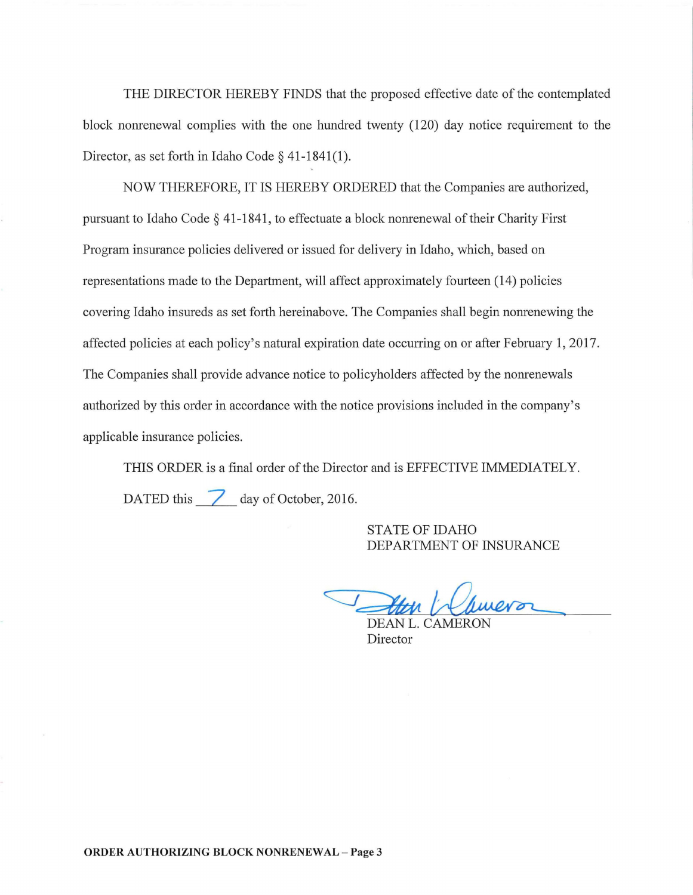THE DIRECTOR HEREBY FINDS that the proposed effective date of the contemplated block nonrenewal complies with the one hundred twenty (120) day notice requirement to the Director, as set forth in Idaho Code § 41-1841(1).

NOW THEREFORE, IT IS HEREBY ORDERED that the Companies are authorized, pursuant to Idaho Code § 41-1841, to effectuate a block nonrenewal of their Charity First Program insurance policies delivered or issued for delivery in Idaho, which, based on representations made to the Department, will affect approximately fourteen (14) policies covering Idaho insureds as set forth hereinabove. The Companies shall begin nonrenewing the affected policies at each policy's natural expiration date occurring on or after February 1, 2017. The Companies shall provide advance notice to policyholders affected by the nonrenewals authorized by this order in accordance with the notice provisions included in the company's applicable insurance policies.

THIS ORDER is a final order of the Director and is EFFECTIVE IMMEDIATELY.

DATED this 7 day of October, 2016.

STATE OF IDAHO
DEPARTMENT OF INSURANCE

DEAN L. CAMERON
Director

**ORDER AUTHORIZING BLOCK NONRENEWAL – Page 3**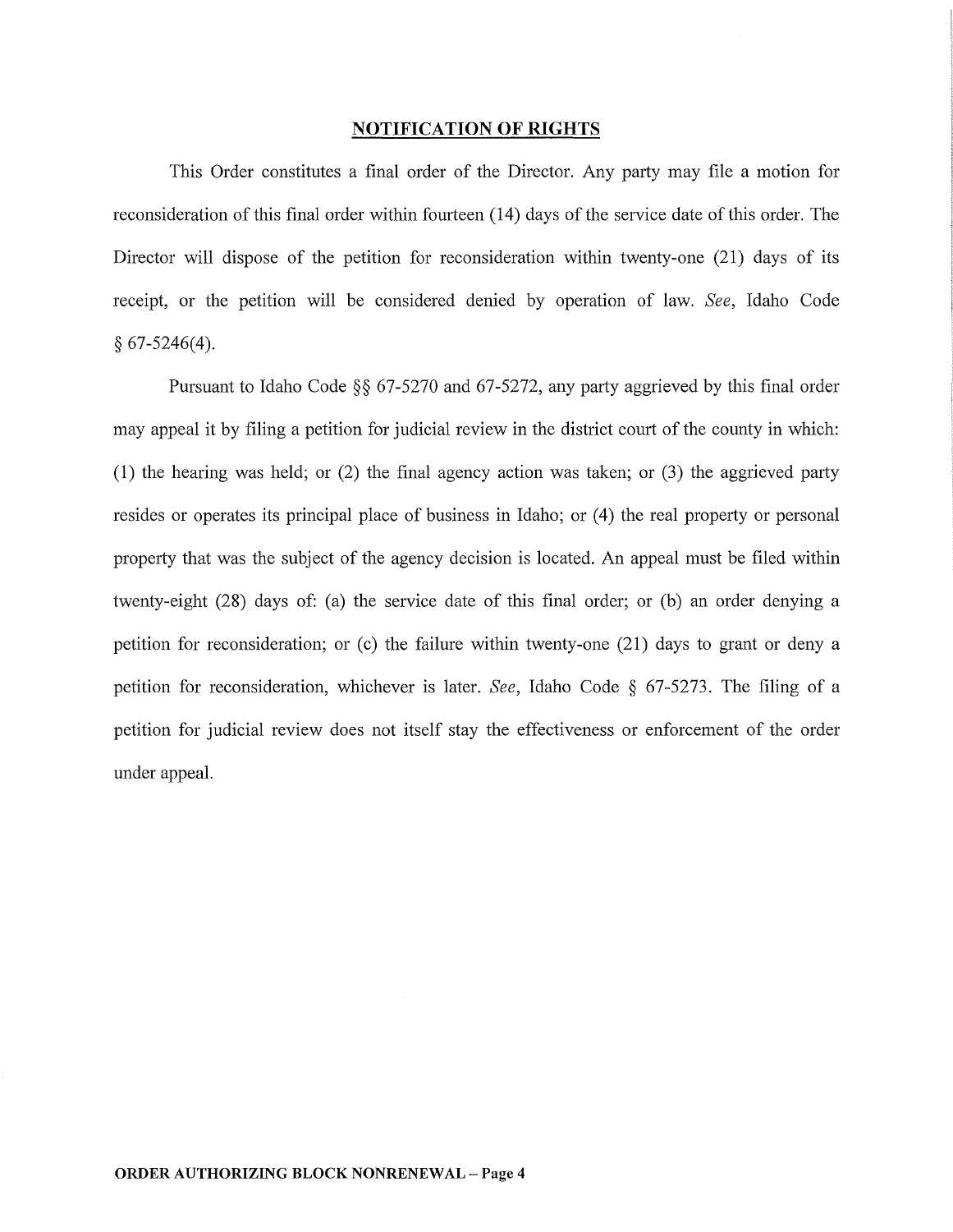## NOTIFICATION OF RIGHTS

This Order constitutes a final order of the Director. Any party may file a motion for reconsideration of this final order within fourteen (14) days of the service date of this order. The Director will dispose of the petition for reconsideration within twenty-one (21) days of its receipt, or the petition will be considered denied by operation of law. *See*, Idaho Code § 67-5246(4).

Pursuant to Idaho Code §§ 67-5270 and 67-5272, any party aggrieved by this final order may appeal it by filing a petition for judicial review in the district court of the county in which: (1) the hearing was held; or (2) the final agency action was taken; or (3) the aggrieved party resides or operates its principal place of business in Idaho; or (4) the real property or personal property that was the subject of the agency decision is located. An appeal must be filed within twenty-eight (28) days of: (a) the service date of this final order; or (b) an order denying a petition for reconsideration; or (c) the failure within twenty-one (21) days to grant or deny a petition for reconsideration, whichever is later. *See*, Idaho Code § 67-5273. The filing of a petition for judicial review does not itself stay the effectiveness or enforcement of the order under appeal.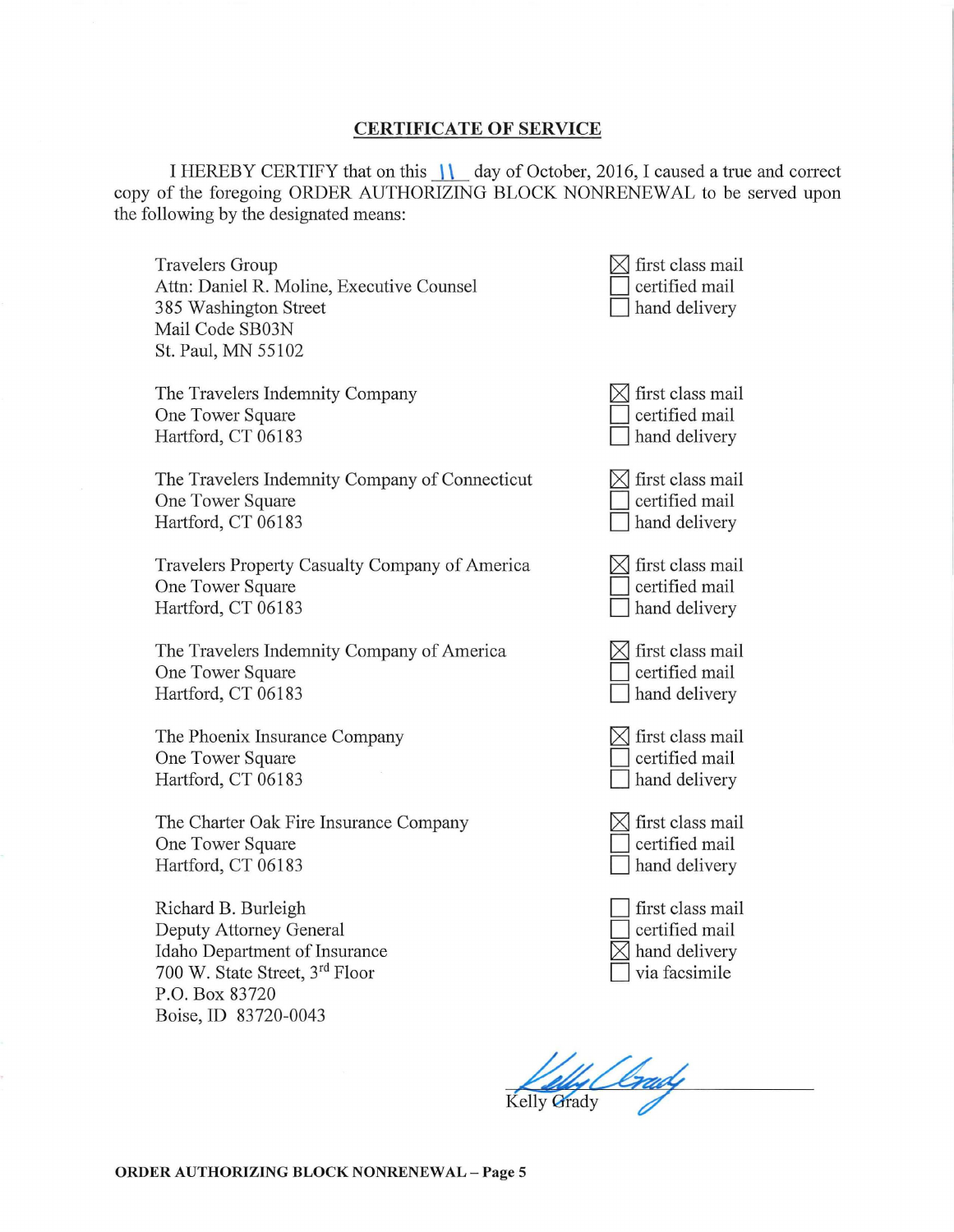## CERTIFICATE OF SERVICE

I HEREBY CERTIFY that on this 11 day of October, 2016, I caused a true and correct copy of the foregoing ORDER AUTHORIZING BLOCK NONRENEWAL to be served upon the following by the designated means:

| | |
|---|---|
| Travelers Group<br>Attn: Daniel R. Moline, Executive Counsel<br>385 Washington Street<br>Mail Code SB03N<br>St. Paul, MN 55102 | ☒ first class mail<br>☐ certified mail<br>☐ hand delivery |
| The Travelers Indemnity Company<br>One Tower Square<br>Hartford, CT 06183 | ☒ first class mail<br>☐ certified mail<br>☐ hand delivery |
| The Travelers Indemnity Company of Connecticut<br>One Tower Square<br>Hartford, CT 06183 | ☒ first class mail<br>☐ certified mail<br>☐ hand delivery |
| Travelers Property Casualty Company of America<br>One Tower Square<br>Hartford, CT 06183 | ☒ first class mail<br>☐ certified mail<br>☐ hand delivery |
| The Travelers Indemnity Company of America<br>One Tower Square<br>Hartford, CT 06183 | ☒ first class mail<br>☐ certified mail<br>☐ hand delivery |
| The Phoenix Insurance Company<br>One Tower Square<br>Hartford, CT 06183 | ☒ first class mail<br>☐ certified mail<br>☐ hand delivery |
| The Charter Oak Fire Insurance Company<br>One Tower Square<br>Hartford, CT 06183 | ☒ first class mail<br>☐ certified mail<br>☐ hand delivery |
| Richard B. Burleigh<br>Deputy Attorney General<br>Idaho Department of Insurance<br>700 W. State Street, 3rd Floor<br>P.O. Box 83720<br>Boise, ID 83720-0043 | ☐ first class mail<br>☐ certified mail<br>☒ hand delivery<br>☐ via facsimile |

Kelly Grady